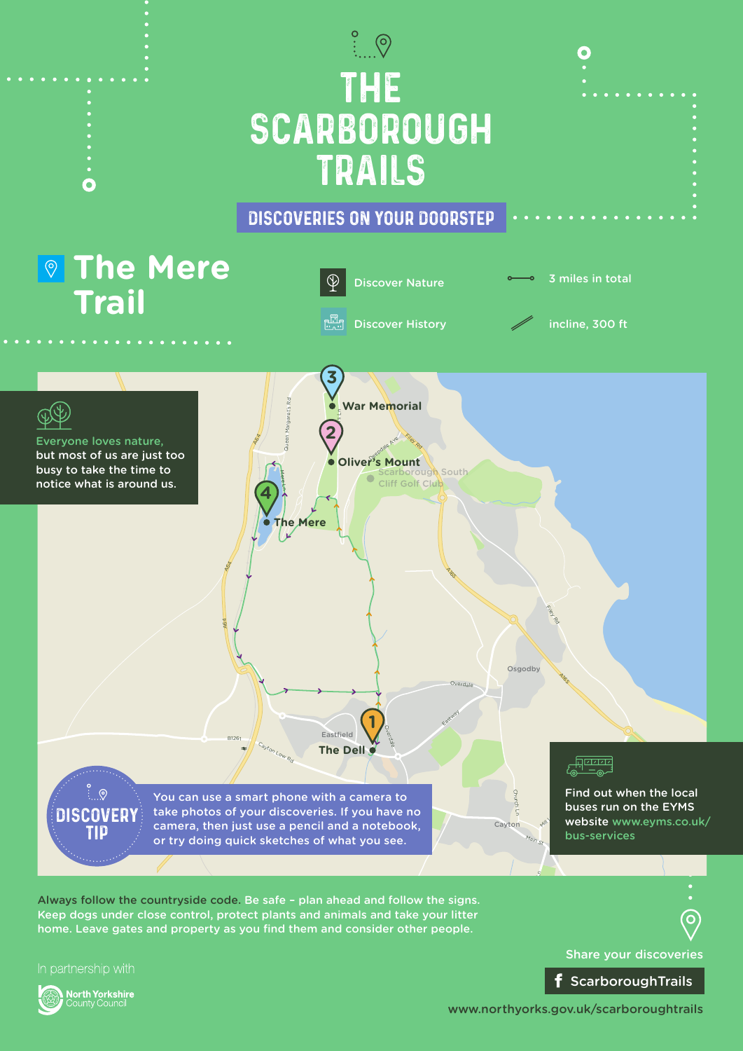# THE SCARBOROUGH TRAILS

**DISCOVERIES ON YOUR DOORSTEP**

## The Mere Trail

Discover Nature

Discover History

3 miles in total

incline, 300 ft

Everyone loves nature, but most of us are just too busy to take the time to notice what is around us.

1. The Dell
2. Oliver's Mount
3. War Memorial
4. The Mere

**DISCOVERY TIP**

You can use a smart phone with a camera to take photos of your discoveries. If you have no camera, then just use a pencil and a notebook, or try doing quick sketches of what you see.

Find out when the local buses run on the EYMS website www.eyms.co.uk/bus-services

**Always follow the countryside code.** Be safe – plan ahead and follow the signs. Keep dogs under close control, protect plants and animals and take your litter home. Leave gates and property as you find them and consider other people.

In partnership with North Yorkshire County Council

Share your discoveries

ScarboroughTrails

www.northyorks.gov.uk/scarboroughtrails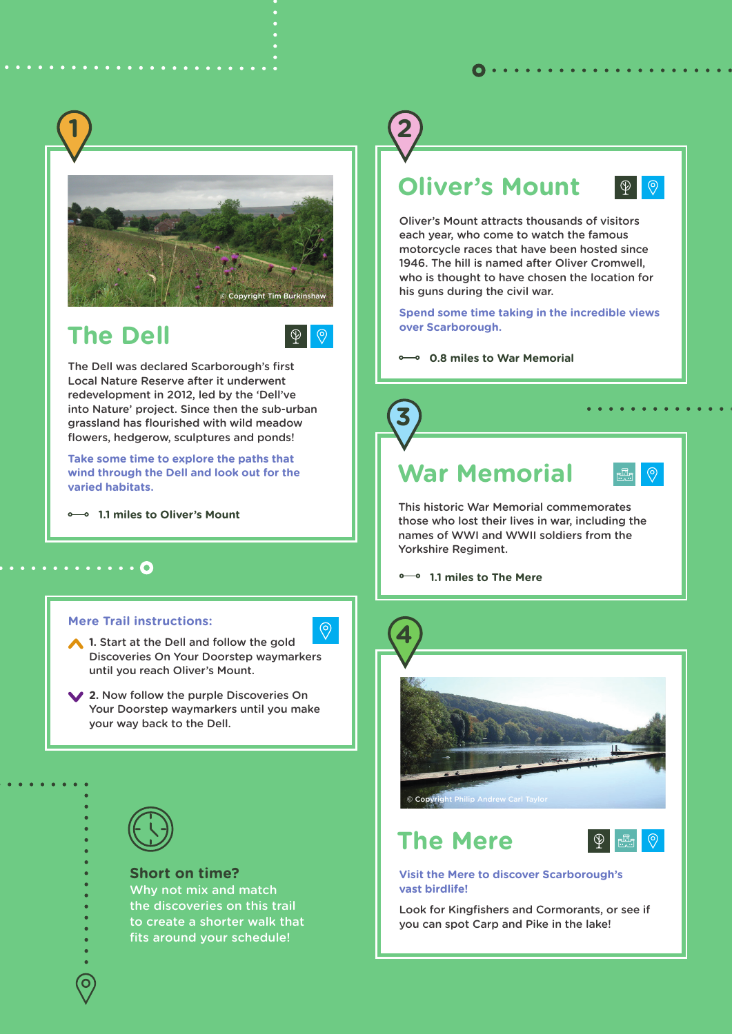## 1 The Dell

© Copyright Tim Burkinshaw

The Dell was declared Scarborough's first Local Nature Reserve after it underwent redevelopment in 2012, led by the 'Dell've into Nature' project. Since then the sub-urban grassland has flourished with wild meadow flowers, hedgerow, sculptures and ponds!

**Take some time to explore the paths that wind through the Dell and look out for the varied habitats.**

**1.1 miles to Oliver's Mount**

## 2 Oliver's Mount

Oliver's Mount attracts thousands of visitors each year, who come to watch the famous motorcycle races that have been hosted since 1946. The hill is named after Oliver Cromwell, who is thought to have chosen the location for his guns during the civil war.

**Spend some time taking in the incredible views over Scarborough.**

**0.8 miles to War Memorial**

## 3 War Memorial

This historic War Memorial commemorates those who lost their lives in war, including the names of WWI and WWII soldiers from the Yorkshire Regiment.

**1.1 miles to The Mere**

## 4 The Mere

© Copyright Philip Andrew Carl Taylor

**Visit the Mere to discover Scarborough's vast birdlife!**

Look for Kingfishers and Cormorants, or see if you can spot Carp and Pike in the lake!

### Mere Trail instructions:

1. Start at the Dell and follow the gold Discoveries On Your Doorstep waymarkers until you reach Oliver's Mount.
2. Now follow the purple Discoveries On Your Doorstep waymarkers until you make your way back to the Dell.

**Short on time?**

Why not mix and match the discoveries on this trail to create a shorter walk that fits around your schedule!